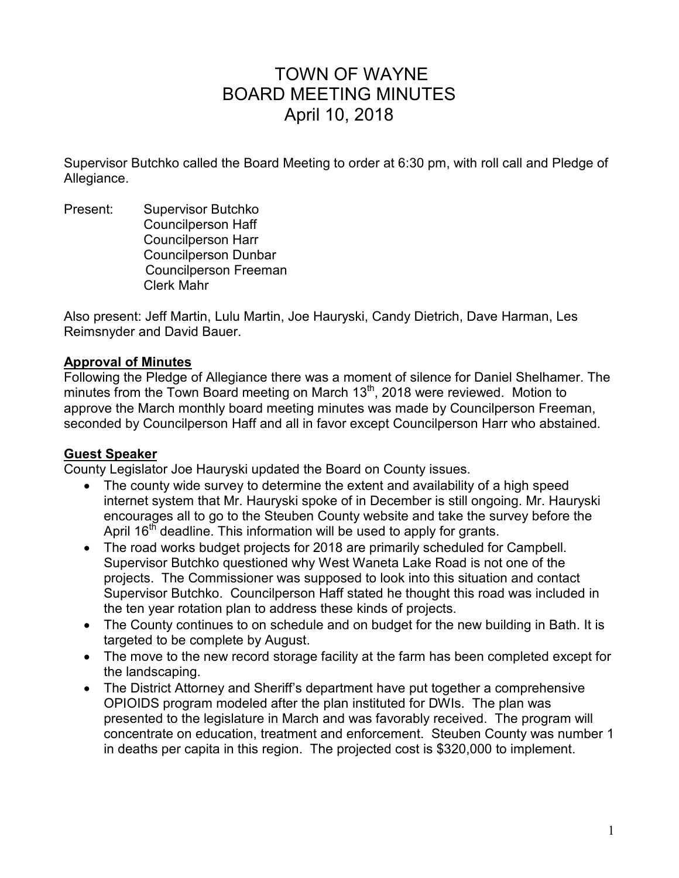# TOWN OF WAYNE
# BOARD MEETING MINUTES
# April 10, 2018

Supervisor Butchko called the Board Meeting to order at 6:30 pm, with roll call and Pledge of Allegiance.

Present: Supervisor Butchko
Councilperson Haff
Councilperson Harr
Councilperson Dunbar
Councilperson Freeman
Clerk Mahr

Also present: Jeff Martin, Lulu Martin, Joe Hauryski, Candy Dietrich, Dave Harman, Les Reimsnyder and David Bauer.

**Approval of Minutes**

Following the Pledge of Allegiance there was a moment of silence for Daniel Shelhamer. The minutes from the Town Board meeting on March 13th, 2018 were reviewed. Motion to approve the March monthly board meeting minutes was made by Councilperson Freeman, seconded by Councilperson Haff and all in favor except Councilperson Harr who abstained.

**Guest Speaker**

County Legislator Joe Hauryski updated the Board on County issues.

- The county wide survey to determine the extent and availability of a high speed internet system that Mr. Hauryski spoke of in December is still ongoing. Mr. Hauryski encourages all to go to the Steuben County website and take the survey before the April 16th deadline. This information will be used to apply for grants.
- The road works budget projects for 2018 are primarily scheduled for Campbell. Supervisor Butchko questioned why West Waneta Lake Road is not one of the projects. The Commissioner was supposed to look into this situation and contact Supervisor Butchko. Councilperson Haff stated he thought this road was included in the ten year rotation plan to address these kinds of projects.
- The County continues to on schedule and on budget for the new building in Bath. It is targeted to be complete by August.
- The move to the new record storage facility at the farm has been completed except for the landscaping.
- The District Attorney and Sheriff's department have put together a comprehensive OPIOIDS program modeled after the plan instituted for DWIs. The plan was presented to the legislature in March and was favorably received. The program will concentrate on education, treatment and enforcement. Steuben County was number 1 in deaths per capita in this region. The projected cost is $320,000 to implement.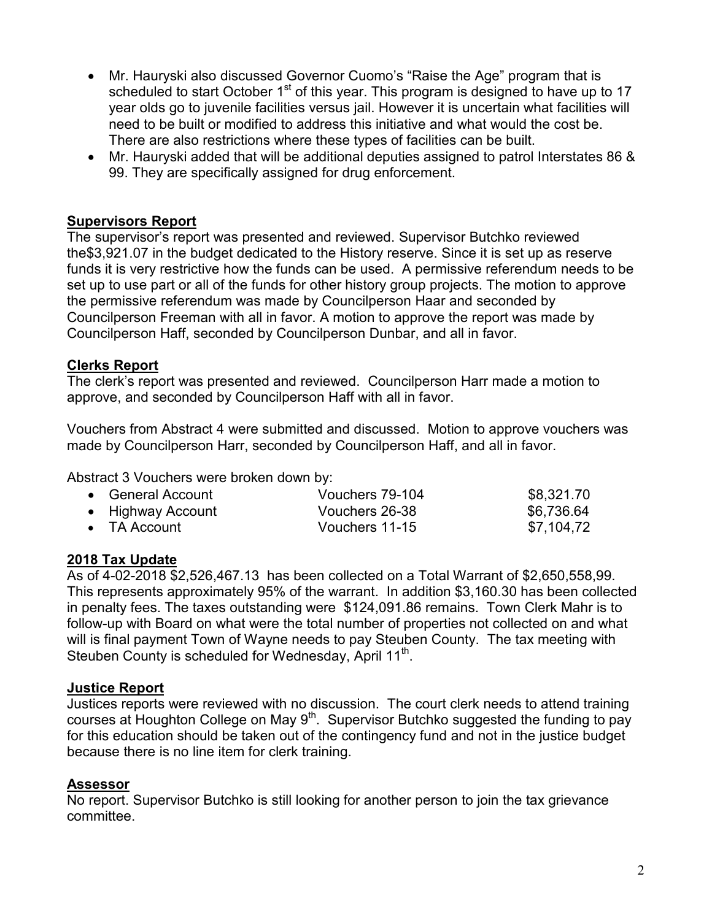- Mr. Hauryski also discussed Governor Cuomo's "Raise the Age" program that is scheduled to start October 1st of this year. This program is designed to have up to 17 year olds go to juvenile facilities versus jail. However it is uncertain what facilities will need to be built or modified to address this initiative and what would the cost be. There are also restrictions where these types of facilities can be built.
- Mr. Hauryski added that will be additional deputies assigned to patrol Interstates 86 & 99. They are specifically assigned for drug enforcement.

**Supervisors Report**

The supervisor's report was presented and reviewed. Supervisor Butchko reviewed the$3,921.07 in the budget dedicated to the History reserve. Since it is set up as reserve funds it is very restrictive how the funds can be used. A permissive referendum needs to be set up to use part or all of the funds for other history group projects. The motion to approve the permissive referendum was made by Councilperson Haar and seconded by Councilperson Freeman with all in favor. A motion to approve the report was made by Councilperson Haff, seconded by Councilperson Dunbar, and all in favor.

**Clerks Report**

The clerk's report was presented and reviewed. Councilperson Harr made a motion to approve, and seconded by Councilperson Haff with all in favor.

Vouchers from Abstract 4 were submitted and discussed. Motion to approve vouchers was made by Councilperson Harr, seconded by Councilperson Haff, and all in favor.

Abstract 3 Vouchers were broken down by:

| | | |
|---|---|---|
| • General Account | Vouchers 79-104 | $8,321.70 |
| • Highway Account | Vouchers 26-38 | $6,736.64 |
| • TA Account | Vouchers 11-15 | $7,104,72 |

**2018 Tax Update**

As of 4-02-2018 $2,526,467.13 has been collected on a Total Warrant of $2,650,558,99. This represents approximately 95% of the warrant. In addition $3,160.30 has been collected in penalty fees. The taxes outstanding were $124,091.86 remains. Town Clerk Mahr is to follow-up with Board on what were the total number of properties not collected on and what will is final payment Town of Wayne needs to pay Steuben County. The tax meeting with Steuben County is scheduled for Wednesday, April 11th.

**Justice Report**

Justices reports were reviewed with no discussion. The court clerk needs to attend training courses at Houghton College on May 9th. Supervisor Butchko suggested the funding to pay for this education should be taken out of the contingency fund and not in the justice budget because there is no line item for clerk training.

**Assessor**

No report. Supervisor Butchko is still looking for another person to join the tax grievance committee.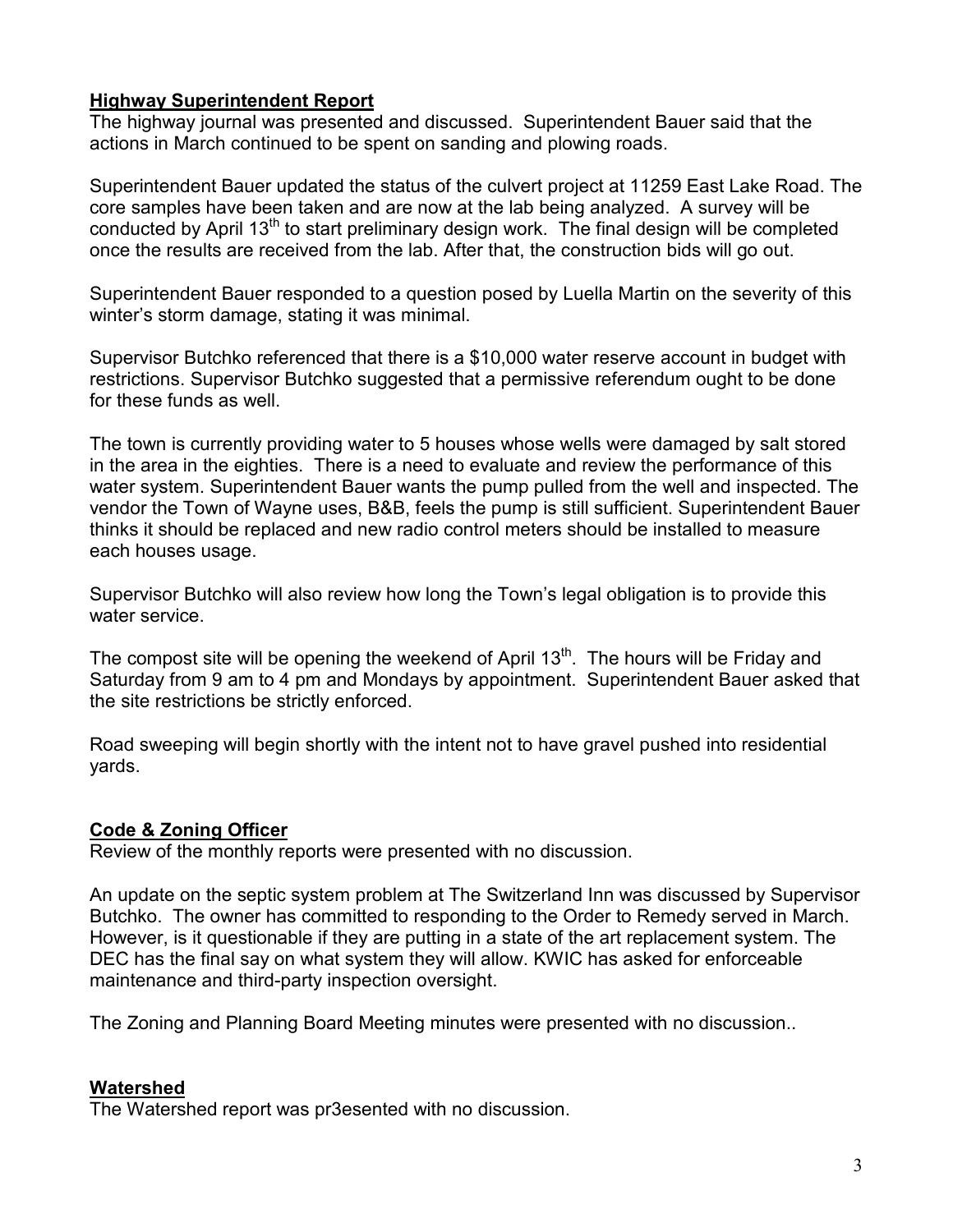## **Highway Superintendent Report**

The highway journal was presented and discussed. Superintendent Bauer said that the actions in March continued to be spent on sanding and plowing roads.

Superintendent Bauer updated the status of the culvert project at 11259 East Lake Road. The core samples have been taken and are now at the lab being analyzed. A survey will be conducted by April 13th to start preliminary design work. The final design will be completed once the results are received from the lab. After that, the construction bids will go out.

Superintendent Bauer responded to a question posed by Luella Martin on the severity of this winter's storm damage, stating it was minimal.

Supervisor Butchko referenced that there is a $10,000 water reserve account in budget with restrictions. Supervisor Butchko suggested that a permissive referendum ought to be done for these funds as well.

The town is currently providing water to 5 houses whose wells were damaged by salt stored in the area in the eighties. There is a need to evaluate and review the performance of this water system. Superintendent Bauer wants the pump pulled from the well and inspected. The vendor the Town of Wayne uses, B&B, feels the pump is still sufficient. Superintendent Bauer thinks it should be replaced and new radio control meters should be installed to measure each houses usage.

Supervisor Butchko will also review how long the Town's legal obligation is to provide this water service.

The compost site will be opening the weekend of April 13th. The hours will be Friday and Saturday from 9 am to 4 pm and Mondays by appointment. Superintendent Bauer asked that the site restrictions be strictly enforced.

Road sweeping will begin shortly with the intent not to have gravel pushed into residential yards.

## **Code & Zoning Officer**

Review of the monthly reports were presented with no discussion.

An update on the septic system problem at The Switzerland Inn was discussed by Supervisor Butchko. The owner has committed to responding to the Order to Remedy served in March. However, is it questionable if they are putting in a state of the art replacement system. The DEC has the final say on what system they will allow. KWIC has asked for enforceable maintenance and third-party inspection oversight.

The Zoning and Planning Board Meeting minutes were presented with no discussion..

## **Watershed**

The Watershed report was pr3esented with no discussion.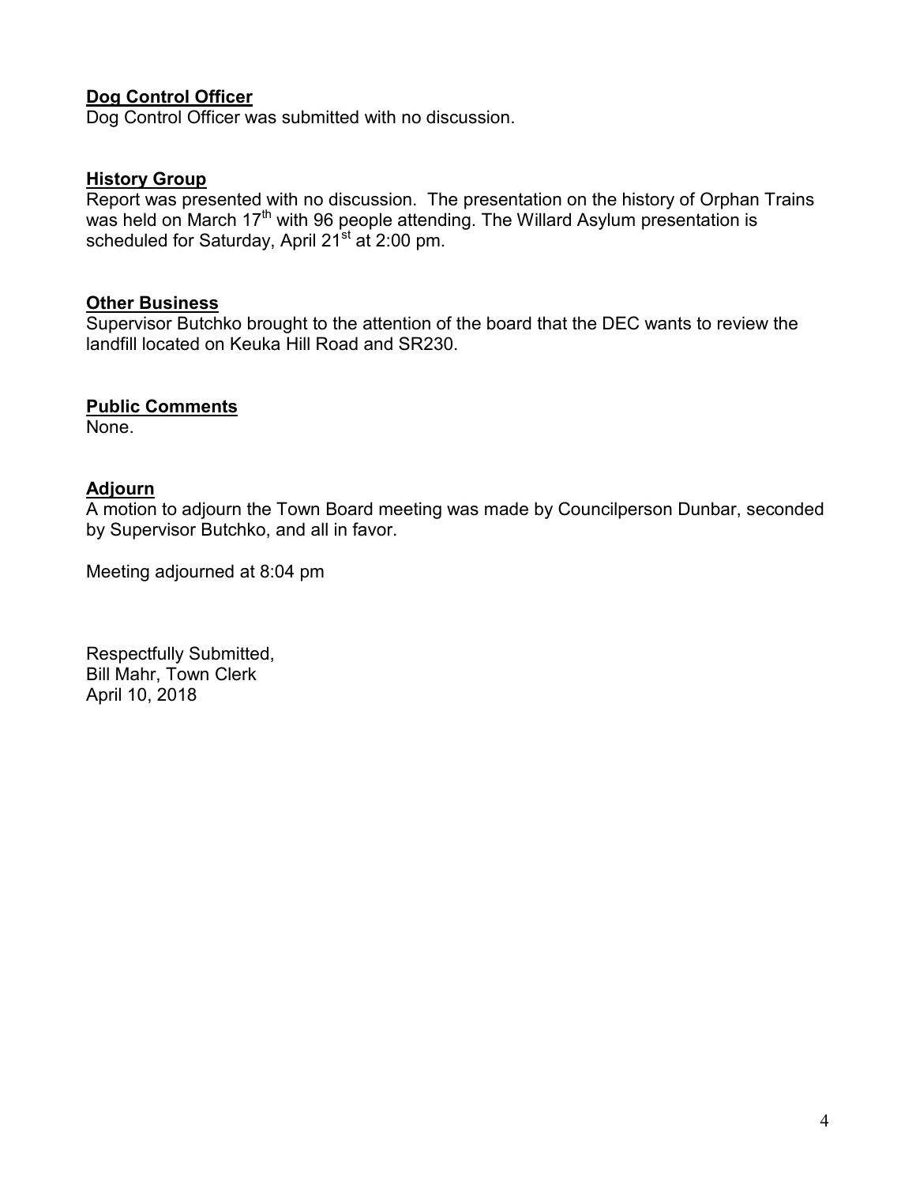**Dog Control Officer**
Dog Control Officer was submitted with no discussion.

**History Group**
Report was presented with no discussion. The presentation on the history of Orphan Trains was held on March 17th with 96 people attending. The Willard Asylum presentation is scheduled for Saturday, April 21st at 2:00 pm.

**Other Business**
Supervisor Butchko brought to the attention of the board that the DEC wants to review the landfill located on Keuka Hill Road and SR230.

**Public Comments**
None.

**Adjourn**
A motion to adjourn the Town Board meeting was made by Councilperson Dunbar, seconded by Supervisor Butchko, and all in favor.

Meeting adjourned at 8:04 pm

Respectfully Submitted,
Bill Mahr, Town Clerk
April 10, 2018